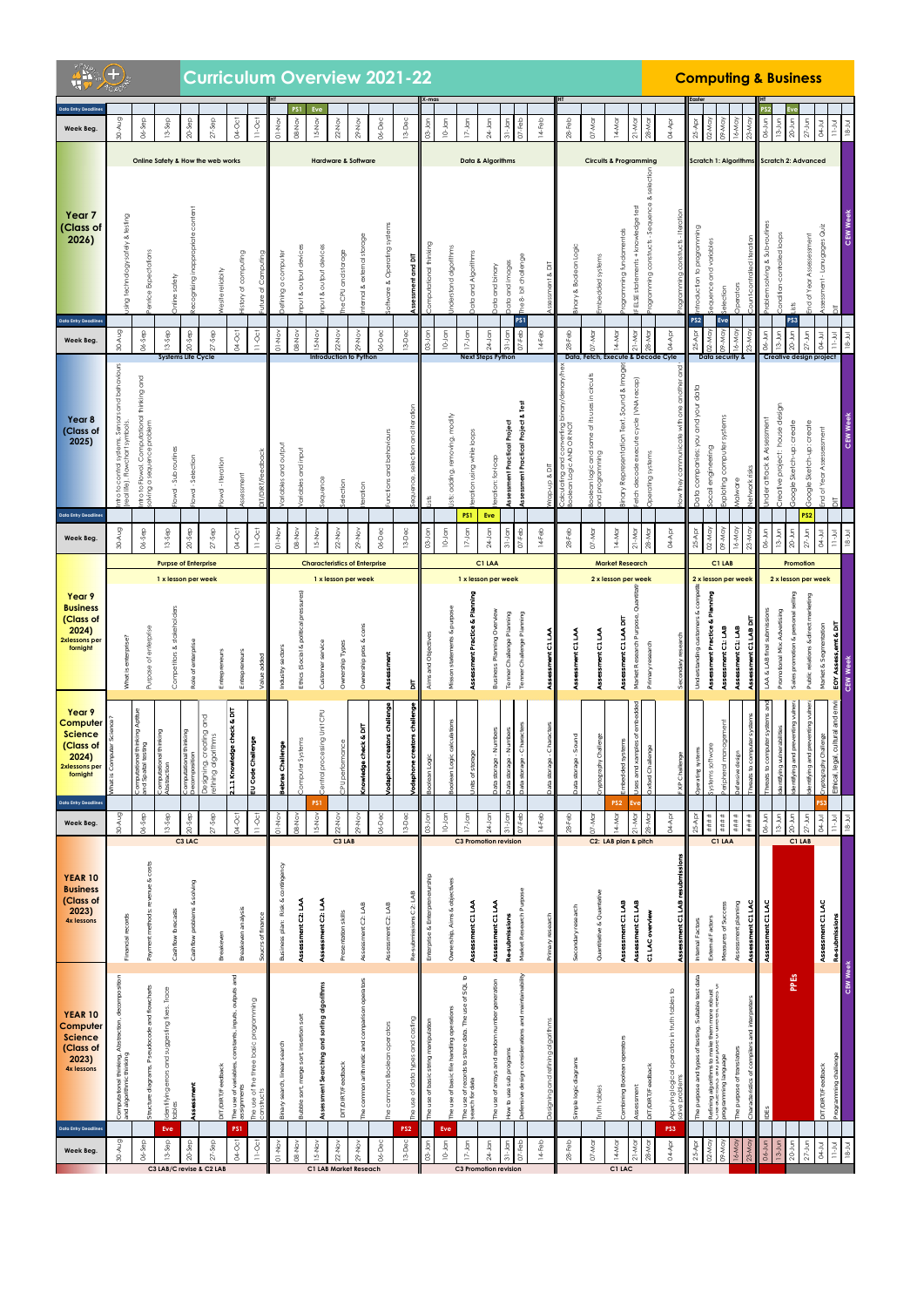# Curriculum Overview 2021-22

## Computing & Business

### Year 7 (Class of 2026)

| Week Beg. | Topic | Lesson |
|---|---|---|
| 30-Aug | Online Safety & How the web works | Using technology safely & testing |
| 06-Sep | | Pentice Expectations |
| 13-Sep | | Online safety |
| 20-Sep | | Recognising inappropriate content |
| 27-Sep | | Website reliability |
| 04-Oct | | History of computing |
| 11-Oct | | Future of Computing |
| HT | | |
| 01-Nov | Hardware & Software | Defining a computer |
| 08-Nov (PS1) | | Input & output devices |
| 15-Nov (Eve) | | Input & output devices |
| 22-Nov | | The CPU and storage |
| 29-Nov | | Internal & external storage |
| 06-Dec | | Software & Operating systems |
| 13-Dec | | Assessment and DIT |
| X-mas | | |
| 03-Jan | Data & Algorithms | Computational thinking |
| 10-Jan | | Understand algorithms |
| 17-Jan | | Data and Algorithms |
| 24-Jan | | Data and binary |
| 31-Jan | | Data and images |
| 07-Feb (PS1) | | The 8- bit challenge |
| 14-Feb | | Assessment & DIT |
| HT | | |
| 28-Feb | Circuits & Programming | Binary & Boolean Logic |
| 07-Mar | | Embedded systems |
| 14-Mar | | Programming fundamentals |
| 21-Mar | | IF ELSE statements + knowledge test |
| 28-Mar | | Programming constructs - Sequence & selection |
| 04-Apr | | Programming constructs - Iteration |
| Easter | | |
| 25-Apr (PS2) | Scratch 1: Algorithms | Introduction to programming |
| 02-May (Eve) | | Sequence and variables |
| 09-May | | Selection |
| 16-May | | Operators |
| 23-May | | Count-controlled iteration |
| HT | | |
| 06-Jun (PS2) | Scratch 2: Advanced | Problem solving & Sub-routines |
| 13-Jun (Eve) | | Condition-controlled loops |
| 20-Jun | | Lists |
| 27-Jun | | End of Year Assessment |
| 04-Jul | | Assessment - Languages Quiz |
| 11-Jul | | DIT |
| 18-Jul | | CEW Week |

### Year 8 (Class of 2025)

| Week Beg. | Topic | Lesson |
|---|---|---|
| 30-Aug | Systems Life Cycle | Intro to control systems. Sensors and behaviours (real life). Flowchart symbols. |
| 06-Sep | | Intro to Flowol. Computational thinking and solving a sequence problem |
| 13-Sep | | Flowol - Sub-routines |
| 20-Sep | | Flowol - Selection |
| 27-Sep | | Flowol - Iteration |
| 04-Oct | | Assessment |
| 11-Oct | | DIT/DIRT/Feedback |
| 01-Nov | Introduction to Python | Variables and output |
| 08-Nov | | Variables and input |
| 15-Nov | | Sequence |
| 22-Nov | | Selection |
| 29-Nov | | Iteration |
| 06-Dec | | Functions and behaviours |
| 13-Dec | | Sequence, selection and iteration |
| 03-Jan | Next Steps Python | Lists |
| 10-Jan | | Lists: adding, removing, modify |
| 17-Jan (PS1) | | Iteration using while loops |
| 24-Jan (Eve) | | Iteration: for-loop |
| 31-Jan | | Assessment Practical Project |
| 07-Feb | | Assessment Practical Project & Test |
| 14-Feb | | Wrap-up & DIT |
| 28-Feb | Data, Fetch, Execute & Decode Cycle | Calculating and converting binary/denary/hex. Boolean Logic - AND OR NOT |
| 07-Mar | | Boolean logic and some of its uses in circuits and programming |
| 14-Mar | | Binary Representation Text, Sound & Images |
| 21-Mar | | Fetch decode execute cycle (VNA recap) |
| 28-Mar | | Operating systems |
| 04-Apr | | How they communicate with one another and |
| 25-Apr | Data security & | Data companies, you and your data |
| 02-May | | Social engineering |
| 09-May | | Exploiting computer systems |
| 16-May | | Malware |
| 23-May | | Network risks |
| 06-Jun | Creative design project | Understand & Assessment |
| 13-Jun | | Creative project : house design |
| 20-Jun | | Google Sketch-up: create |
| 27-Jun (PS2) | | Google Sketch-up: create |
| 04-Jul | | End of Year Assessment |
| 11-Jul | | DIT |
| 18-Jul | | CEW Week |

### Year 9 Business (Class of 2024) 2xlessons per fortnight / Year 9 Computer Science (Class of 2024) 2xlessons per fortnight

| Week Beg. | Business Topic | Business Lesson | Computer Science Lesson |
|---|---|---|---|
| 30-Aug | Purpose of Enterprise (1 x lesson per week) | What is enterprise? | What is Computer Science? |
| 06-Sep | | Purpose of enterprise | Computational thinking Aptitude and Quality testing |
| 13-Sep | | Competitors & stakeholders | Computational thinking Abstraction |
| 20-Sep | | Role of enterprise | Computational thinking Decomposition |
| 27-Sep | | Entrepreneurs | Designing, creating and refining algorithms |
| 04-Oct | | Entrepreneurs | 2.1.1 Knowledge check & DIT |
| 11-Oct | | Value added | EU Code Challenge |
| 01-Nov | Characteristics of Enterprise (1 x lesson per week) | Industry sectors | Bebras Challenge |
| 08-Nov | | Ethics (Social & political pressures) | Computer Systems |
| 15-Nov (PS1) | | Customer service | Central processing Unit CPU |
| 22-Nov | | Ownership Types | CPU performance |
| 29-Nov | | Ownership pros & cons | Knowledge check & DIT |
| 06-Dec | | Assessment | Vodaphone creators challenge |
| 13-Dec | | DIT | Vodaphone creators challenge |
| 03-Jan | C1 LAA (1 x lesson per week) | Aims and Objectives | Boolean Logic |
| 10-Jan | | Mission statements & purpose | Boolean Logic calculations |
| 17-Jan | | Assessment Practice & Planning | Units of storage |
| 24-Jan | | Business Planning Overview | Data storage - Numbers |
| 31-Jan | | Tenner Challenge Planning | Data storage - Numbers |
| 07-Feb | | Tenner Challenge Planning | Data storage - Characters |
| 14-Feb | | Assessment C1 LAA | Data storage - Characters |
| 28-Feb | Market Research (2 x lesson per week) | Assessment C1 LAA | Data storage - Sound |
| 07-Mar | | Assessment C1 LAA | Cryptography challenge |
| 14-Mar (PS2) | | Assessment C1 LAA DIT | Embedded systems |
| 21-Mar (Eve) | | Market Research Purpose, Quantitative | Uses and samples of embedded |
| 28-Mar | | Primary research | Oxford Challenge |
| 04-Apr | | Secondary research | FXP Challenge |
| 25-Apr | C1 LAB (2 x lesson per week) | Understanding customers & competitors | Operating systems |
| 02-May | | Assessment Practice & Planning | Systems software |
| 09-May | | Assessment C1 LAB | Peripheral management |
| 16-May | | Assessment C1 LAB | Defensive design |
| 23-May | | Assessment C1 LAB DIT | Threats to computer systems |
| 06-Jun | Promotion (2 x lesson per week) | LAA & LAB final submissions | Threats to computer systems and |
| 13-Jun | | Promotional Mix: Advertising | Identifying and preventing vulnerabilities |
| 20-Jun | | Sales promotion & personal selling | Identifying and preventing vulnerabilities |
| 27-Jun | | Public relations & direct marketing | Identifying and preventing vulnerabilities |
| 04-Jul | | Market & Segmentation | Cryptography Challenge |
| 11-Jul | | EOY Assessment & DIT | Ethical, legal, cultural and environmental |
| 18-Jul | | CEW Week | |

### YEAR 10 Business (Class of 2023) 4x lessons / YEAR 10 Computer Science (Class of 2023) 4x lessons

| Week Beg. | Business Topic | Business Lesson | Computer Science Lesson |
|---|---|---|---|
| 30-Aug | C3 LAC | Financial records | Computational thinking, Abstraction, decomposition and algorithmic thinking |
| 06-Sep | | Payment methods, revenue & costs | Structure diagrams, Pseudocode and flowcharts |
| 13-Sep (Eve) | | Cashflow forecasts | Identifying errors and suggesting fixes, Trace tables |
| 20-Sep | | Cashflow problems & solving | Assessment |
| 27-Sep | | Breakeven | DIT/DIRT/Feedback |
| 04-Oct (PS1) | | Breakeven analysis | The use of variables, constants, inputs, outputs and assignments |
| 11-Oct | | Sources of finance | The use of the three basic programming constructs |
| 01-Nov | C3 LAB | Business plan: Risk & contingency | Binary search, linear search |
| 08-Nov | | Assessment C2: LAA | Bubble sort, merge sort, insertion sort |
| 15-Nov | | Assessment C2: LAA | Assessment Searching and sorting algorithms |
| 22-Nov | | Presentation skills | DIT/DIRT feedback |
| 29-Nov | | Assessment C2: LAB | The common arithmetic and comparison operators |
| 06-Dec | | Assessment C2: LAB | The common Boolean operators |
| 13-Dec (PS2) | | Re-submissions C2: LAB | The use of data types and casting |
| 03-Jan | C3 Promotion revision | Enterprise & Entrepreneurship | The use of basic string manipulation |
| 10-Jan (Eve) | | Ownership, Aims & objectives | The use of basic file handling operations |
| 17-Jan | | Assessment C1 LAA | The use of records to store data. The use of SQL to search for data |
| 24-Jan | | Assessment C1 LAA | The use of arrays and random number generation |
| 31-Jan | | Re-submissions | How to use sub programs |
| 07-Feb | | Market Research Purpose | Defensive design considerations and maintainability |
| 14-Feb | | Primary research | Designing and refining algorithms |
| 28-Feb | C2: LAB plan & pitch | Secondary research | Simple logic diagrams |
| 07-Mar | | Quantitative & Qualitative | Truth tables |
| 14-Mar | | Assessment C1 LAB | Combining Boolean operators |
| 21-Mar (Eve) | | Assessment C1 LAB | Assessment |
| 28-Mar | | C1 LAC overview | DIT/DIRT/F feedback |
| 04-Apr (PS3) | | Assessment C1 LAB resubmissions | Applying logical operators in truth tables to solve problems |
| 25-Apr | C1 LAA | Internal Factors | The purpose and types of testing. Suitable test data |
| 02-May | | External Factors | Refining algorithms to make them more robust |
| 09-May | | Measures of Success | Characteristics and purpose of different levels of programming language |
| 16-May | | Assessment planning | The purpose of translators |
| 23-May | | Assessment C1 LAC | Characteristics of compilers and interpreters |
| 06-Jun | C1 LAB | Assessment C1 LAC | IDEs |
| 13-Jun | | PPEs | PPEs |
| 20-Jun | | | |
| 27-Jun | | | |
| 04-Jul | | Assessment C1 LAC | DIT/DIRT/F feedback |
| 11-Jul | | Re-submissions | Programming challenge |
| 18-Jul | | CEW Week | CEW Week |

Data Entry Deadlines: PS1, PS2, PS3; Parents' Evenings: Eve. Year 10 Business bottom row: C3 LAB/C revise & C2 LAB; C1 LAB Market Research; C3 Promotion revision; C1 LAC.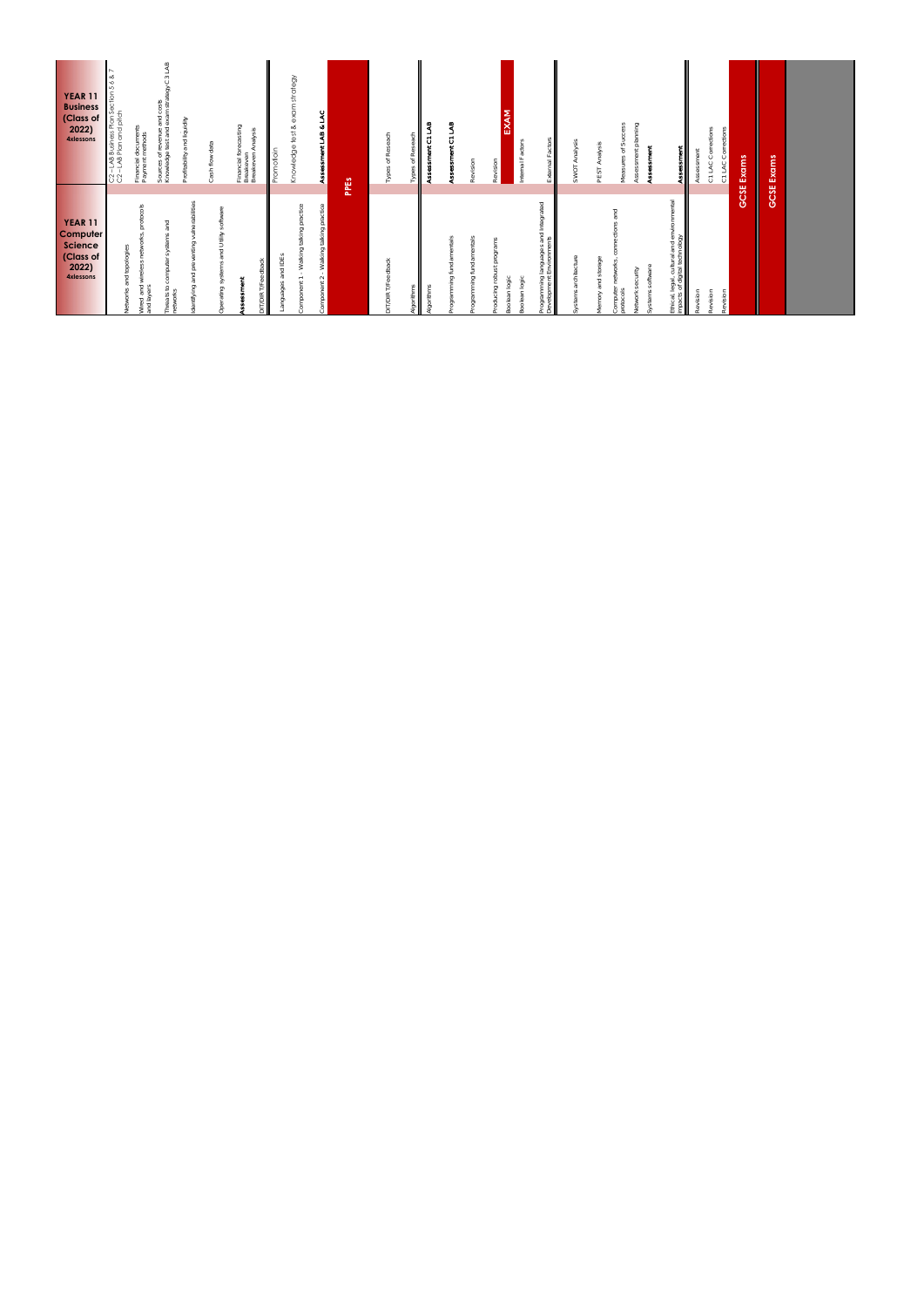| | YEAR 11 Business (Class of 2022) 4xlessons | YEAR 11 Computer Science (Class of 2022) 4xlessons |
|---|---|---|
| 1 | C2 – LAB Business Plan Section 5 6 & 7<br>C2 – LAB Plan and pitch | Networks and topologies |
| 2 | Financial documents<br>Payment methods | Wired and wireless networks, protocols and layers |
| 3 | Sources of revenue and costs<br>Knowledge test and exam strategy C3 LAB | Threats to computer systems and networks |
| 4 | Profitability and liquidity | Identifying and preventing vulnerabilities |
| 5 | Cash flow data | Operating systems and Utility software |
| 6 | Financial forecasting<br>Breakeven<br>Breakeven Analysis | **Assessment** |
| 7 | | DIT/DIRT/Feedback |
| 8 | Promotion | Languages and IDEs |
| 9 | Knowledge test & exam strategy | Component 1 - Walking talking practice |
| 10 | **Assessment LAB & LAC** | Component 2 - Walking talking practice |
| 11 | **PPEs** | **PPEs** |
| 12 | Types of Research | DIT/DIRT/Feedback |
| 13 | Types of Research | Algorithms |
| 14 | **Assessment C1 LAB** | Algorithms |
| 15 | **Assessment C1 LAB** | Programming fundamentals |
| 16 | Revision | Programming fundamentals |
| 17 | Revision | Producing robust programs |
| 18 | **EXAM** | Boolean logic |
| 19 | Internal Factors | Boolean logic |
| 20 | External Factors | Programming languages and Integrated Development Environments |
| 21 | SWOT Analysis | Systems architecture |
| 22 | PEST Analysis | Memory and storage |
| 23 | Measures of Success | Computer networks, connections and protocols |
| 24 | Assessment planning | Network security |
| 25 | **Assessment** | Systems software |
| 26 | **Assessment** | Ethical, legal, cultural and environmental impacts of digital technology |
| 27 | Assessment | Revision |
| 28 | C1 LAC Corrections | Revision |
| 29 | C1 LAC Corrections | Revision |
| 30 | **GCSE Exams** | **GCSE Exams** |
| 31 | **GCSE Exams** | **GCSE Exams** |